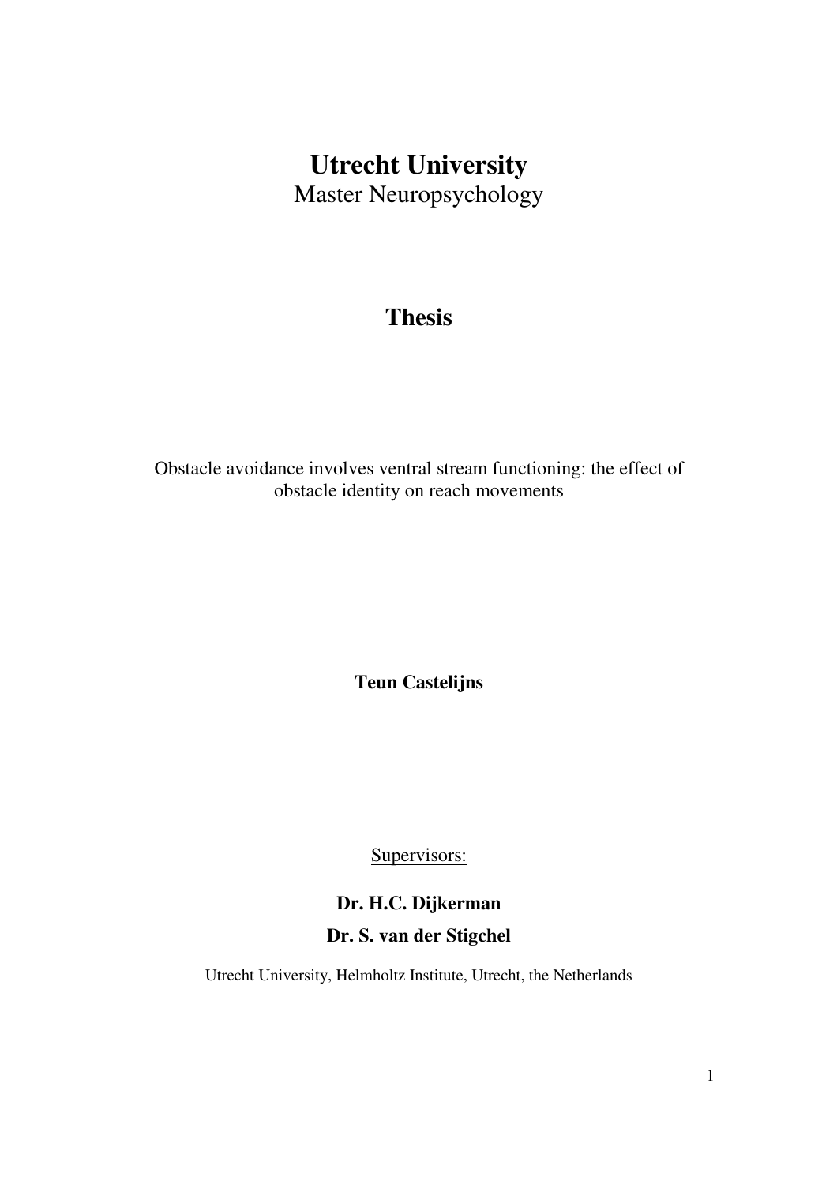# Utrecht University

Master Neuropsychology

## Thesis

Obstacle avoidance involves ventral stream functioning: the effect of obstacle identity on reach movements

**Teun Castelijns**

Supervisors:

**Dr. H.C. Dijkerman**

**Dr. S. van der Stigchel**

Utrecht University, Helmholtz Institute, Utrecht, the Netherlands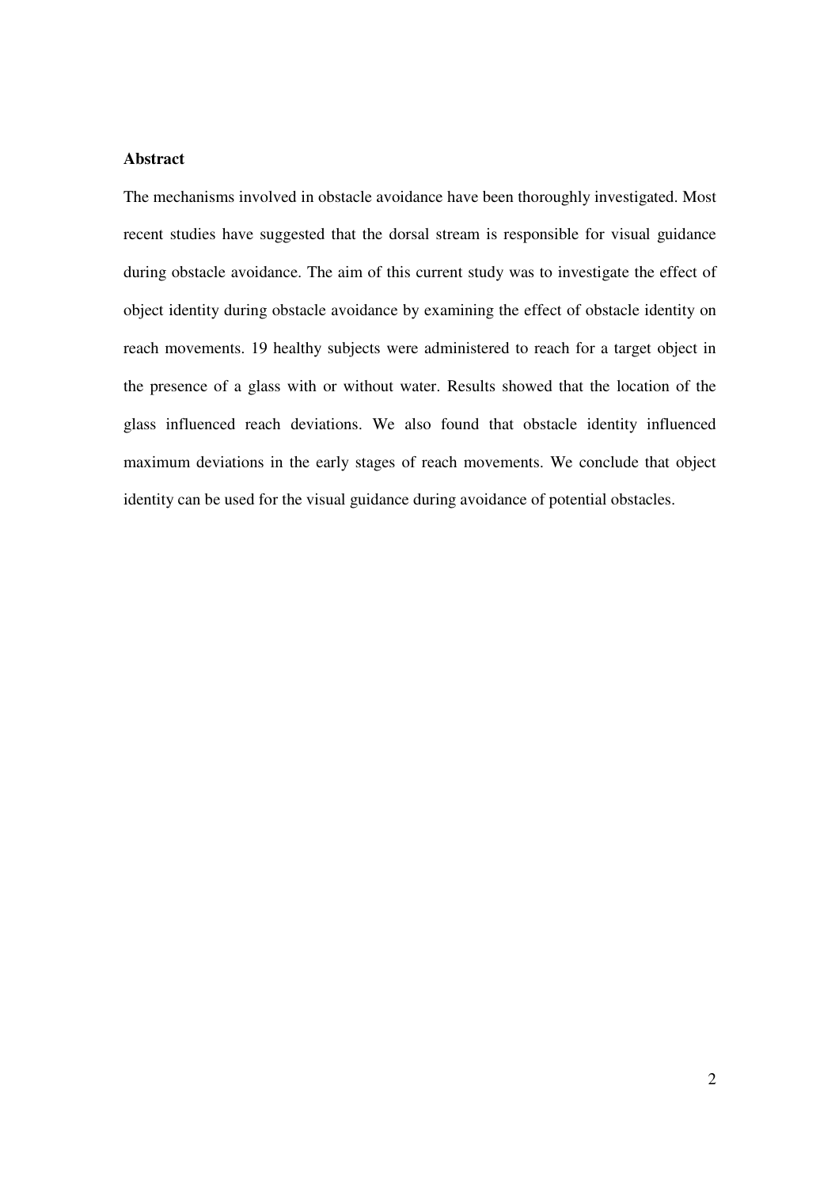**Abstract**

The mechanisms involved in obstacle avoidance have been thoroughly investigated. Most recent studies have suggested that the dorsal stream is responsible for visual guidance during obstacle avoidance. The aim of this current study was to investigate the effect of object identity during obstacle avoidance by examining the effect of obstacle identity on reach movements. 19 healthy subjects were administered to reach for a target object in the presence of a glass with or without water. Results showed that the location of the glass influenced reach deviations. We also found that obstacle identity influenced maximum deviations in the early stages of reach movements. We conclude that object identity can be used for the visual guidance during avoidance of potential obstacles.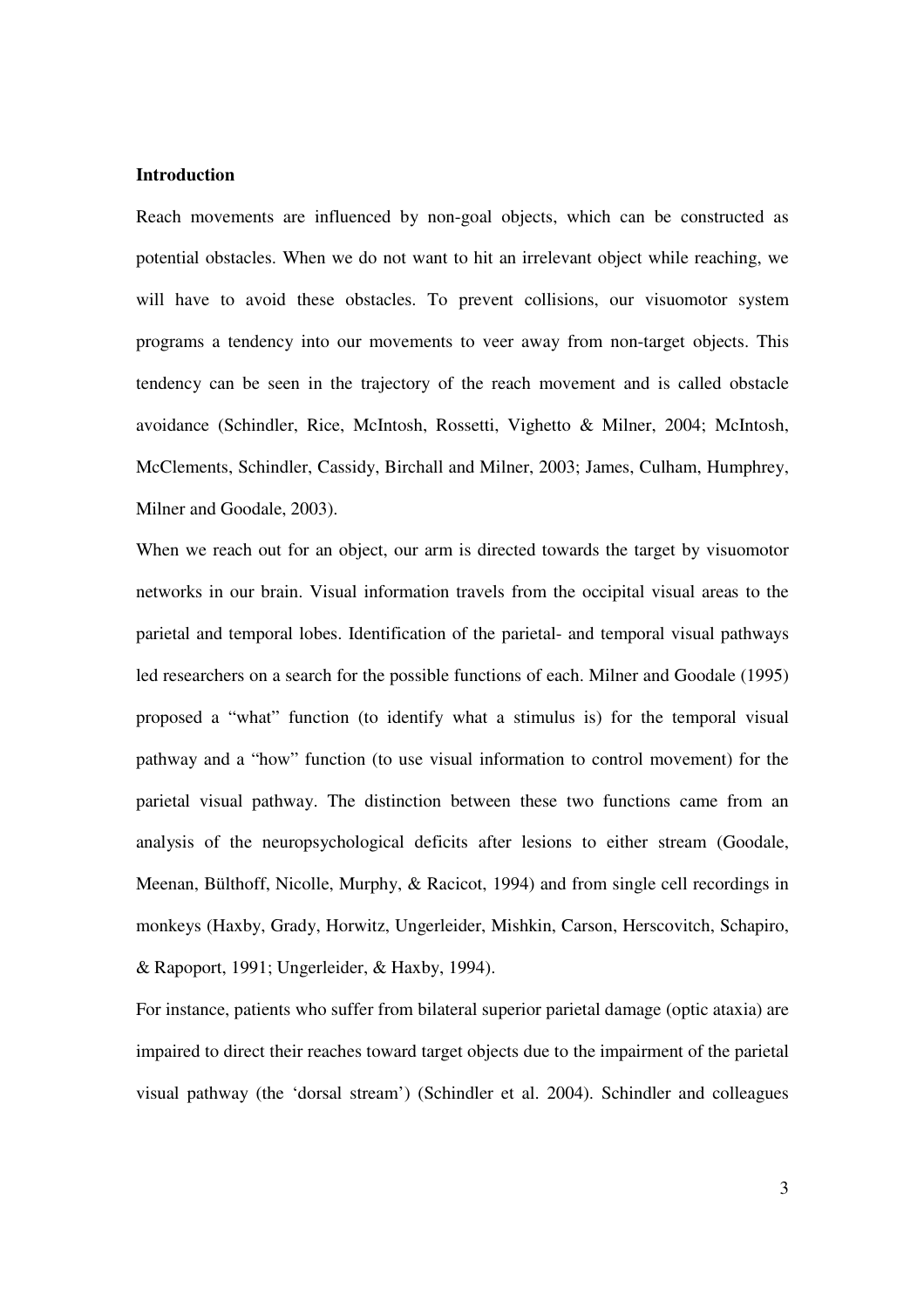**Introduction**

Reach movements are influenced by non-goal objects, which can be constructed as potential obstacles. When we do not want to hit an irrelevant object while reaching, we will have to avoid these obstacles. To prevent collisions, our visuomotor system programs a tendency into our movements to veer away from non-target objects. This tendency can be seen in the trajectory of the reach movement and is called obstacle avoidance (Schindler, Rice, McIntosh, Rossetti, Vighetto & Milner, 2004; McIntosh, McClements, Schindler, Cassidy, Birchall and Milner, 2003; James, Culham, Humphrey, Milner and Goodale, 2003).

When we reach out for an object, our arm is directed towards the target by visuomotor networks in our brain. Visual information travels from the occipital visual areas to the parietal and temporal lobes. Identification of the parietal- and temporal visual pathways led researchers on a search for the possible functions of each. Milner and Goodale (1995) proposed a "what" function (to identify what a stimulus is) for the temporal visual pathway and a "how" function (to use visual information to control movement) for the parietal visual pathway. The distinction between these two functions came from an analysis of the neuropsychological deficits after lesions to either stream (Goodale, Meenan, Bülthoff, Nicolle, Murphy, & Racicot, 1994) and from single cell recordings in monkeys (Haxby, Grady, Horwitz, Ungerleider, Mishkin, Carson, Herscovitch, Schapiro, & Rapoport, 1991; Ungerleider, & Haxby, 1994).

For instance, patients who suffer from bilateral superior parietal damage (optic ataxia) are impaired to direct their reaches toward target objects due to the impairment of the parietal visual pathway (the 'dorsal stream') (Schindler et al. 2004). Schindler and colleagues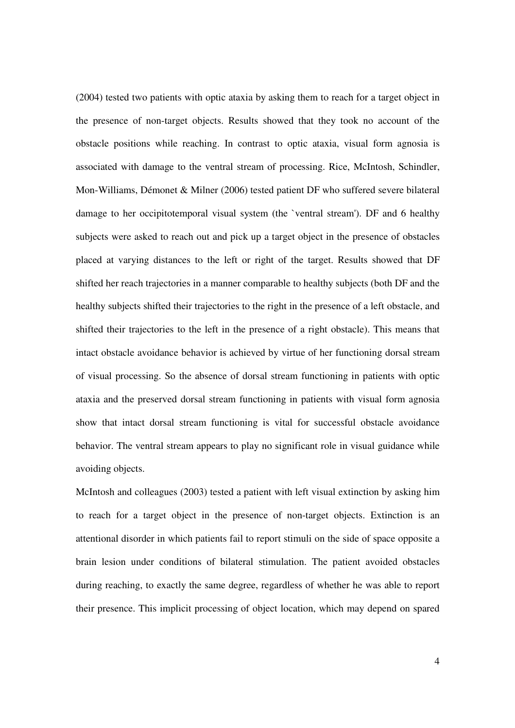(2004) tested two patients with optic ataxia by asking them to reach for a target object in the presence of non-target objects. Results showed that they took no account of the obstacle positions while reaching. In contrast to optic ataxia, visual form agnosia is associated with damage to the ventral stream of processing. Rice, McIntosh, Schindler, Mon-Williams, Démonet & Milner (2006) tested patient DF who suffered severe bilateral damage to her occipitotemporal visual system (the `ventral stream'). DF and 6 healthy subjects were asked to reach out and pick up a target object in the presence of obstacles placed at varying distances to the left or right of the target. Results showed that DF shifted her reach trajectories in a manner comparable to healthy subjects (both DF and the healthy subjects shifted their trajectories to the right in the presence of a left obstacle, and shifted their trajectories to the left in the presence of a right obstacle). This means that intact obstacle avoidance behavior is achieved by virtue of her functioning dorsal stream of visual processing. So the absence of dorsal stream functioning in patients with optic ataxia and the preserved dorsal stream functioning in patients with visual form agnosia show that intact dorsal stream functioning is vital for successful obstacle avoidance behavior. The ventral stream appears to play no significant role in visual guidance while avoiding objects.

McIntosh and colleagues (2003) tested a patient with left visual extinction by asking him to reach for a target object in the presence of non-target objects. Extinction is an attentional disorder in which patients fail to report stimuli on the side of space opposite a brain lesion under conditions of bilateral stimulation. The patient avoided obstacles during reaching, to exactly the same degree, regardless of whether he was able to report their presence. This implicit processing of object location, which may depend on spared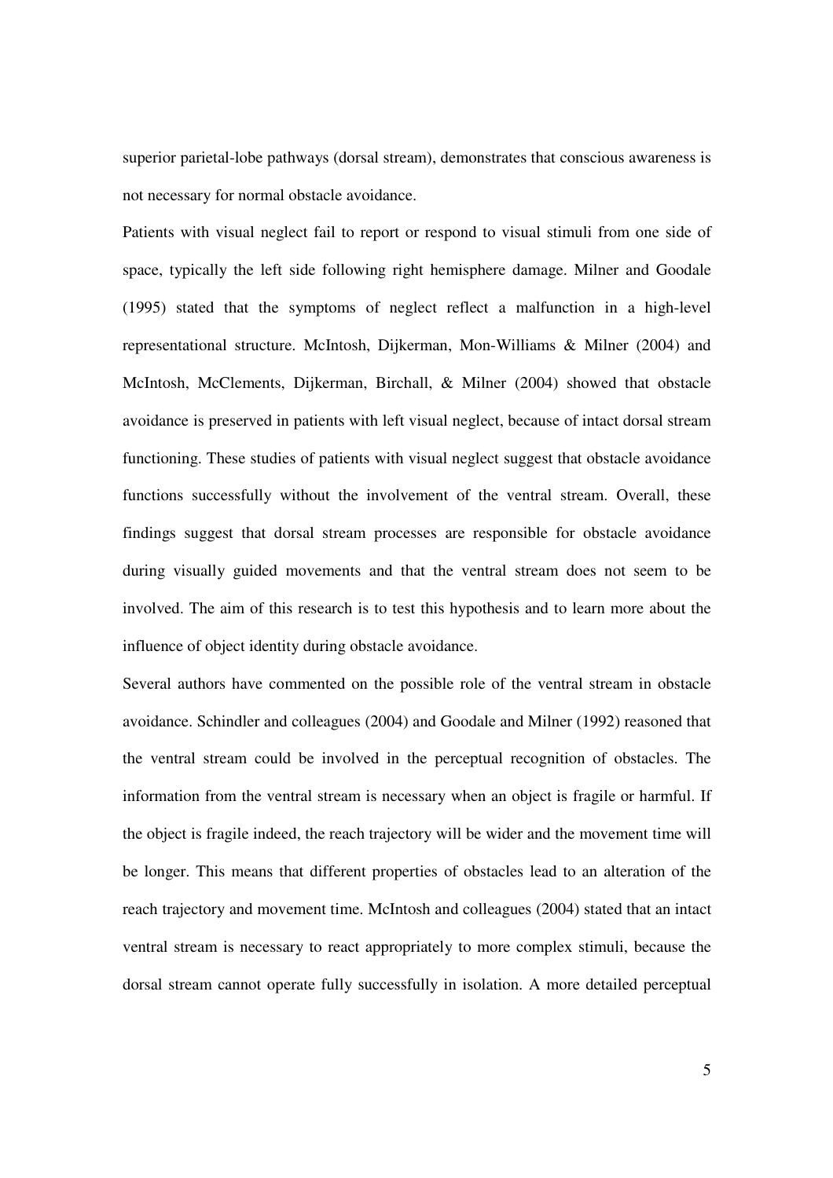superior parietal-lobe pathways (dorsal stream), demonstrates that conscious awareness is not necessary for normal obstacle avoidance.

Patients with visual neglect fail to report or respond to visual stimuli from one side of space, typically the left side following right hemisphere damage. Milner and Goodale (1995) stated that the symptoms of neglect reflect a malfunction in a high-level representational structure. McIntosh, Dijkerman, Mon-Williams & Milner (2004) and McIntosh, McClements, Dijkerman, Birchall, & Milner (2004) showed that obstacle avoidance is preserved in patients with left visual neglect, because of intact dorsal stream functioning. These studies of patients with visual neglect suggest that obstacle avoidance functions successfully without the involvement of the ventral stream. Overall, these findings suggest that dorsal stream processes are responsible for obstacle avoidance during visually guided movements and that the ventral stream does not seem to be involved. The aim of this research is to test this hypothesis and to learn more about the influence of object identity during obstacle avoidance.

Several authors have commented on the possible role of the ventral stream in obstacle avoidance. Schindler and colleagues (2004) and Goodale and Milner (1992) reasoned that the ventral stream could be involved in the perceptual recognition of obstacles. The information from the ventral stream is necessary when an object is fragile or harmful. If the object is fragile indeed, the reach trajectory will be wider and the movement time will be longer. This means that different properties of obstacles lead to an alteration of the reach trajectory and movement time. McIntosh and colleagues (2004) stated that an intact ventral stream is necessary to react appropriately to more complex stimuli, because the dorsal stream cannot operate fully successfully in isolation. A more detailed perceptual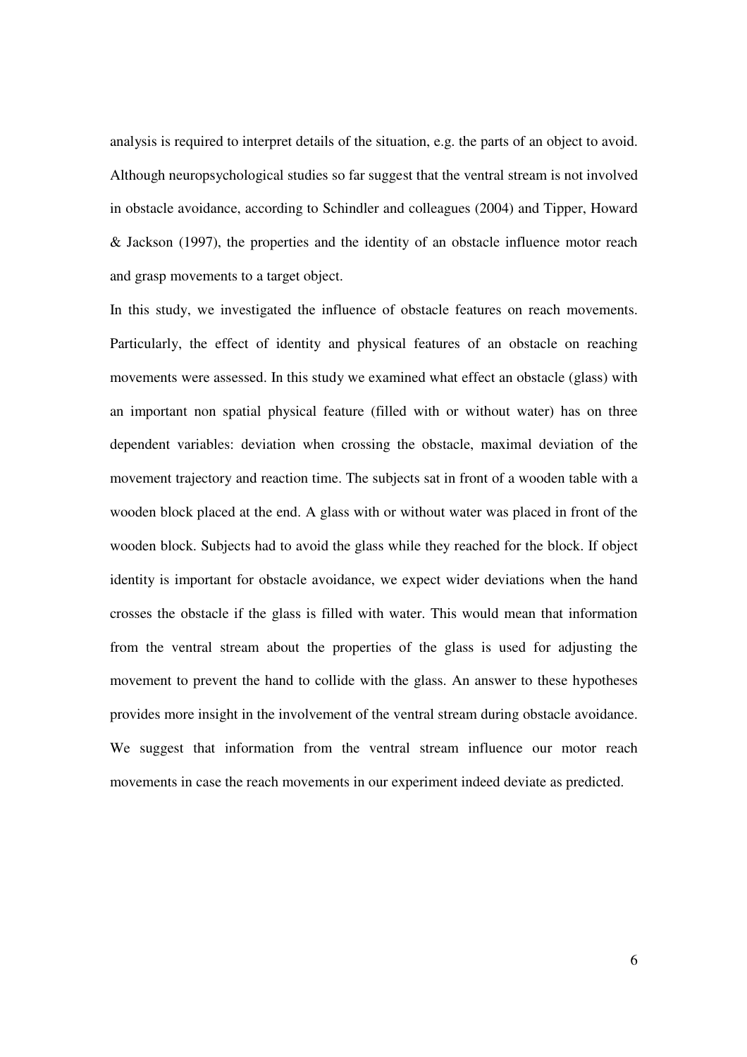analysis is required to interpret details of the situation, e.g. the parts of an object to avoid. Although neuropsychological studies so far suggest that the ventral stream is not involved in obstacle avoidance, according to Schindler and colleagues (2004) and Tipper, Howard & Jackson (1997), the properties and the identity of an obstacle influence motor reach and grasp movements to a target object.

In this study, we investigated the influence of obstacle features on reach movements. Particularly, the effect of identity and physical features of an obstacle on reaching movements were assessed. In this study we examined what effect an obstacle (glass) with an important non spatial physical feature (filled with or without water) has on three dependent variables: deviation when crossing the obstacle, maximal deviation of the movement trajectory and reaction time. The subjects sat in front of a wooden table with a wooden block placed at the end. A glass with or without water was placed in front of the wooden block. Subjects had to avoid the glass while they reached for the block. If object identity is important for obstacle avoidance, we expect wider deviations when the hand crosses the obstacle if the glass is filled with water. This would mean that information from the ventral stream about the properties of the glass is used for adjusting the movement to prevent the hand to collide with the glass. An answer to these hypotheses provides more insight in the involvement of the ventral stream during obstacle avoidance. We suggest that information from the ventral stream influence our motor reach movements in case the reach movements in our experiment indeed deviate as predicted.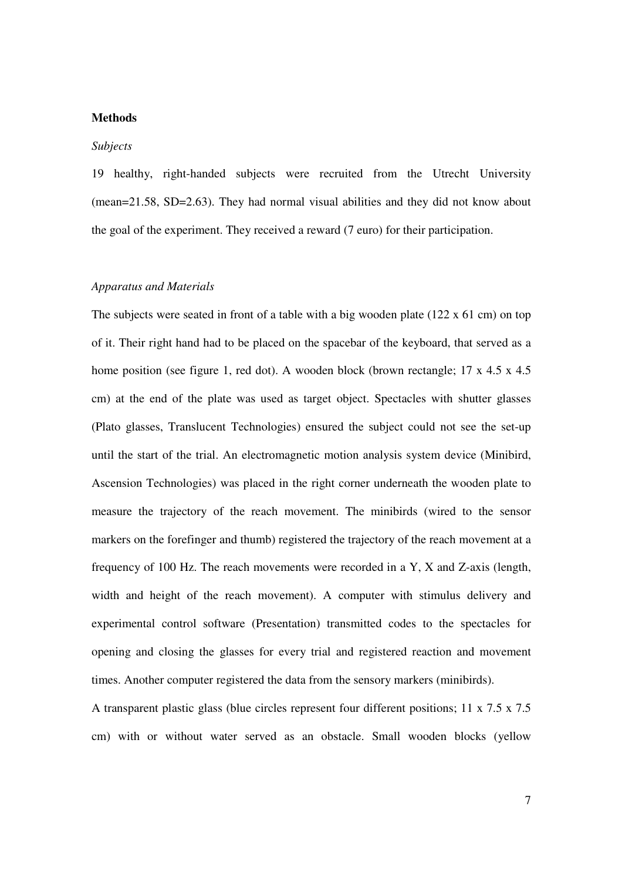**Methods**

*Subjects*

19 healthy, right-handed subjects were recruited from the Utrecht University (mean=21.58, SD=2.63). They had normal visual abilities and they did not know about the goal of the experiment. They received a reward (7 euro) for their participation.

*Apparatus and Materials*

The subjects were seated in front of a table with a big wooden plate (122 x 61 cm) on top of it. Their right hand had to be placed on the spacebar of the keyboard, that served as a home position (see figure 1, red dot). A wooden block (brown rectangle; 17 x 4.5 x 4.5 cm) at the end of the plate was used as target object. Spectacles with shutter glasses (Plato glasses, Translucent Technologies) ensured the subject could not see the set-up until the start of the trial. An electromagnetic motion analysis system device (Minibird, Ascension Technologies) was placed in the right corner underneath the wooden plate to measure the trajectory of the reach movement. The minibirds (wired to the sensor markers on the forefinger and thumb) registered the trajectory of the reach movement at a frequency of 100 Hz. The reach movements were recorded in a Y, X and Z-axis (length, width and height of the reach movement). A computer with stimulus delivery and experimental control software (Presentation) transmitted codes to the spectacles for opening and closing the glasses for every trial and registered reaction and movement times. Another computer registered the data from the sensory markers (minibirds).

A transparent plastic glass (blue circles represent four different positions; 11 x 7.5 x 7.5 cm) with or without water served as an obstacle. Small wooden blocks (yellow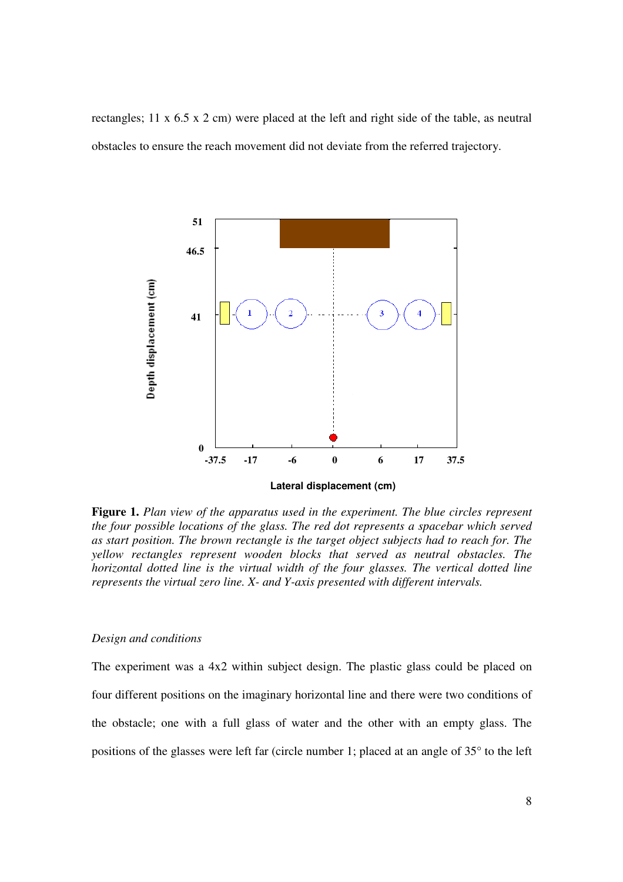rectangles; 11 x 6.5 x 2 cm) were placed at the left and right side of the table, as neutral obstacles to ensure the reach movement did not deviate from the referred trajectory.

**Figure 1.** *Plan view of the apparatus used in the experiment. The blue circles represent the four possible locations of the glass. The red dot represents a spacebar which served as start position. The brown rectangle is the target object subjects had to reach for. The yellow rectangles represent wooden blocks that served as neutral obstacles. The horizontal dotted line is the virtual width of the four glasses. The vertical dotted line represents the virtual zero line. X- and Y-axis presented with different intervals.*

*Design and conditions*

The experiment was a 4x2 within subject design. The plastic glass could be placed on four different positions on the imaginary horizontal line and there were two conditions of the obstacle; one with a full glass of water and the other with an empty glass. The positions of the glasses were left far (circle number 1; placed at an angle of 35° to the left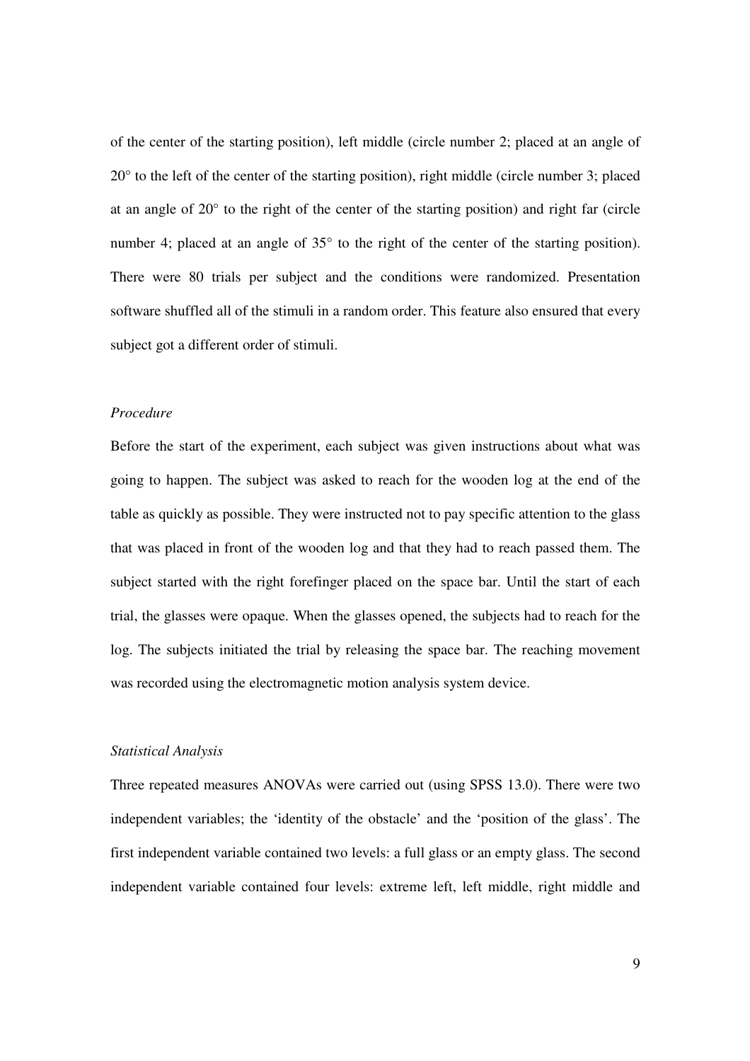of the center of the starting position), left middle (circle number 2; placed at an angle of 20° to the left of the center of the starting position), right middle (circle number 3; placed at an angle of 20° to the right of the center of the starting position) and right far (circle number 4; placed at an angle of 35° to the right of the center of the starting position). There were 80 trials per subject and the conditions were randomized. Presentation software shuffled all of the stimuli in a random order. This feature also ensured that every subject got a different order of stimuli.

*Procedure*

Before the start of the experiment, each subject was given instructions about what was going to happen. The subject was asked to reach for the wooden log at the end of the table as quickly as possible. They were instructed not to pay specific attention to the glass that was placed in front of the wooden log and that they had to reach passed them. The subject started with the right forefinger placed on the space bar. Until the start of each trial, the glasses were opaque. When the glasses opened, the subjects had to reach for the log. The subjects initiated the trial by releasing the space bar. The reaching movement was recorded using the electromagnetic motion analysis system device.

*Statistical Analysis*

Three repeated measures ANOVAs were carried out (using SPSS 13.0). There were two independent variables; the 'identity of the obstacle' and the 'position of the glass'. The first independent variable contained two levels: a full glass or an empty glass. The second independent variable contained four levels: extreme left, left middle, right middle and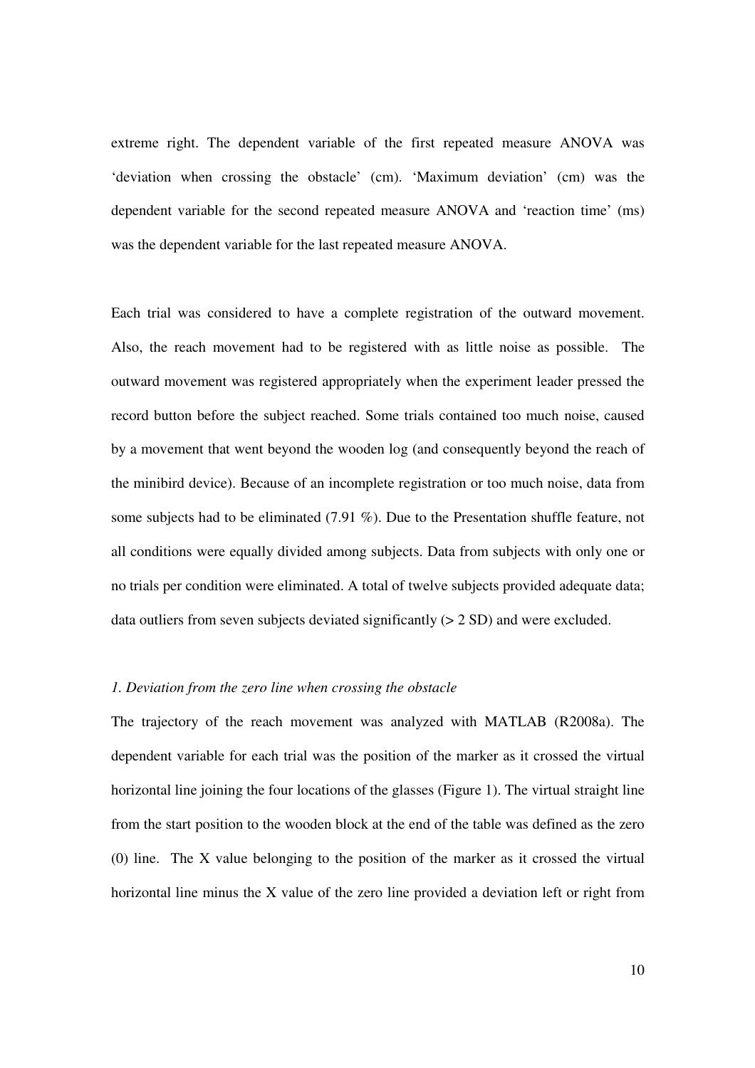extreme right. The dependent variable of the first repeated measure ANOVA was 'deviation when crossing the obstacle' (cm). 'Maximum deviation' (cm) was the dependent variable for the second repeated measure ANOVA and 'reaction time' (ms) was the dependent variable for the last repeated measure ANOVA.

Each trial was considered to have a complete registration of the outward movement. Also, the reach movement had to be registered with as little noise as possible. The outward movement was registered appropriately when the experiment leader pressed the record button before the subject reached. Some trials contained too much noise, caused by a movement that went beyond the wooden log (and consequently beyond the reach of the minibird device). Because of an incomplete registration or too much noise, data from some subjects had to be eliminated (7.91 %). Due to the Presentation shuffle feature, not all conditions were equally divided among subjects. Data from subjects with only one or no trials per condition were eliminated. A total of twelve subjects provided adequate data; data outliers from seven subjects deviated significantly (> 2 SD) and were excluded.

*1. Deviation from the zero line when crossing the obstacle*

The trajectory of the reach movement was analyzed with MATLAB (R2008a). The dependent variable for each trial was the position of the marker as it crossed the virtual horizontal line joining the four locations of the glasses (Figure 1). The virtual straight line from the start position to the wooden block at the end of the table was defined as the zero (0) line. The X value belonging to the position of the marker as it crossed the virtual horizontal line minus the X value of the zero line provided a deviation left or right from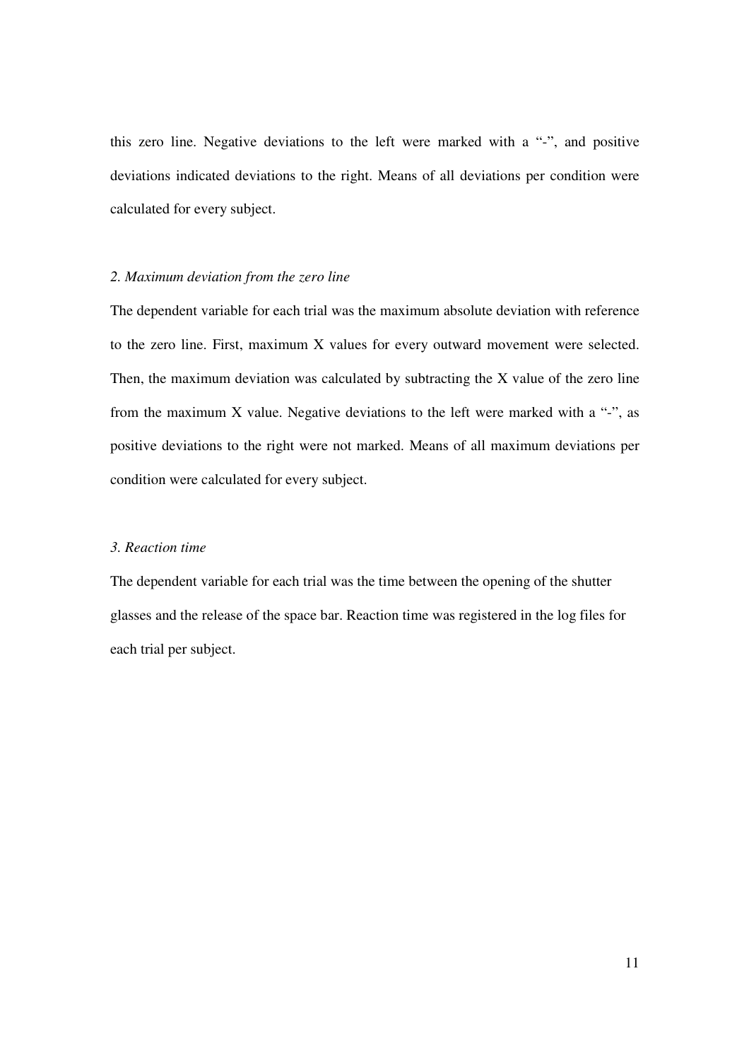this zero line. Negative deviations to the left were marked with a "-", and positive deviations indicated deviations to the right. Means of all deviations per condition were calculated for every subject.

*2. Maximum deviation from the zero line*

The dependent variable for each trial was the maximum absolute deviation with reference to the zero line. First, maximum X values for every outward movement were selected. Then, the maximum deviation was calculated by subtracting the X value of the zero line from the maximum X value. Negative deviations to the left were marked with a "-", as positive deviations to the right were not marked. Means of all maximum deviations per condition were calculated for every subject.

*3. Reaction time*

The dependent variable for each trial was the time between the opening of the shutter glasses and the release of the space bar. Reaction time was registered in the log files for each trial per subject.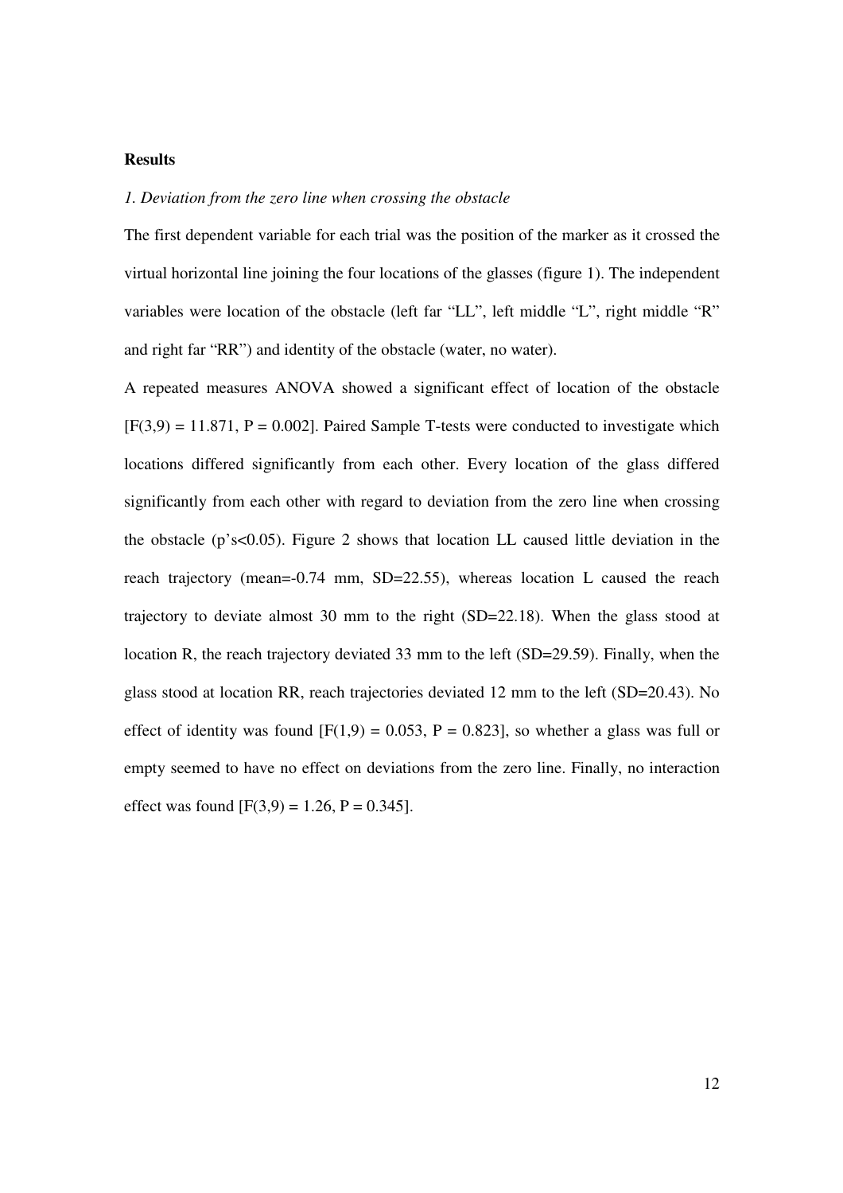**Results**

*1. Deviation from the zero line when crossing the obstacle*

The first dependent variable for each trial was the position of the marker as it crossed the virtual horizontal line joining the four locations of the glasses (figure 1). The independent variables were location of the obstacle (left far “LL”, left middle “L”, right middle “R” and right far “RR”) and identity of the obstacle (water, no water).

A repeated measures ANOVA showed a significant effect of location of the obstacle [$F(3,9) = 11.871$, $P = 0.002$]. Paired Sample T-tests were conducted to investigate which locations differed significantly from each other. Every location of the glass differed significantly from each other with regard to deviation from the zero line when crossing the obstacle (p’s<0.05). Figure 2 shows that location LL caused little deviation in the reach trajectory (mean=-0.74 mm, SD=22.55), whereas location L caused the reach trajectory to deviate almost 30 mm to the right (SD=22.18). When the glass stood at location R, the reach trajectory deviated 33 mm to the left (SD=29.59). Finally, when the glass stood at location RR, reach trajectories deviated 12 mm to the left (SD=20.43). No effect of identity was found [$F(1,9) = 0.053$, $P = 0.823$], so whether a glass was full or empty seemed to have no effect on deviations from the zero line. Finally, no interaction effect was found [$F(3,9) = 1.26$, $P = 0.345$].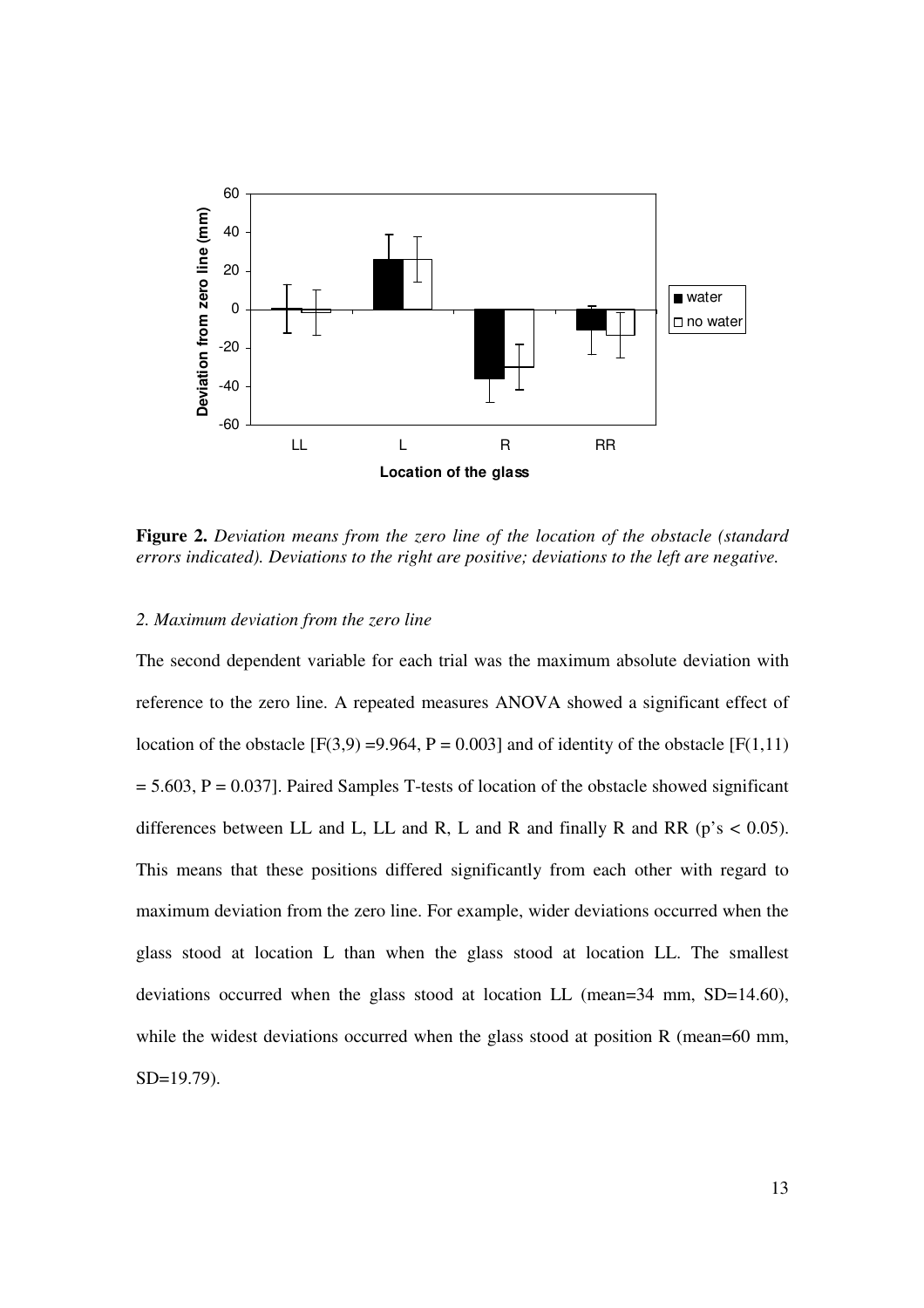**Figure 2.** *Deviation means from the zero line of the location of the obstacle (standard errors indicated). Deviations to the right are positive; deviations to the left are negative.*

*2. Maximum deviation from the zero line*

The second dependent variable for each trial was the maximum absolute deviation with reference to the zero line. A repeated measures ANOVA showed a significant effect of location of the obstacle [$F(3,9) = 9.964$, $P = 0.003$] and of identity of the obstacle [$F(1,11) = 5.603$, $P = 0.037$]. Paired Samples T-tests of location of the obstacle showed significant differences between LL and L, LL and R, L and R and finally R and RR (p's $< 0.05$). This means that these positions differed significantly from each other with regard to maximum deviation from the zero line. For example, wider deviations occurred when the glass stood at location L than when the glass stood at location LL. The smallest deviations occurred when the glass stood at location LL (mean=34 mm, SD=14.60), while the widest deviations occurred when the glass stood at position R (mean=60 mm, SD=19.79).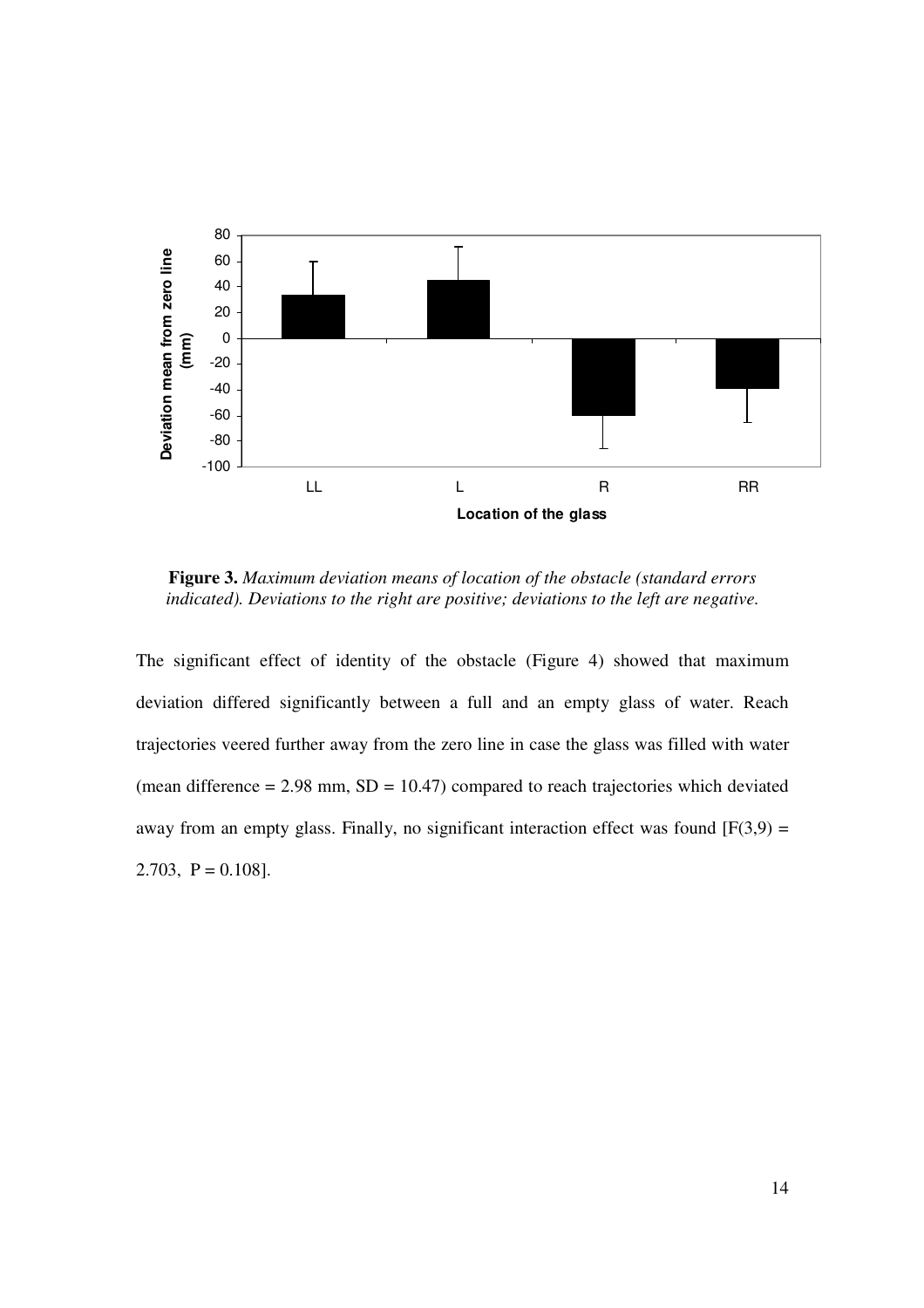**Figure 3.** *Maximum deviation means of location of the obstacle (standard errors indicated). Deviations to the right are positive; deviations to the left are negative.*

The significant effect of identity of the obstacle (Figure 4) showed that maximum deviation differed significantly between a full and an empty glass of water. Reach trajectories veered further away from the zero line in case the glass was filled with water (mean difference = 2.98 mm, SD = 10.47) compared to reach trajectories which deviated away from an empty glass. Finally, no significant interaction effect was found [$F(3,9) = 2.703$, $P = 0.108$].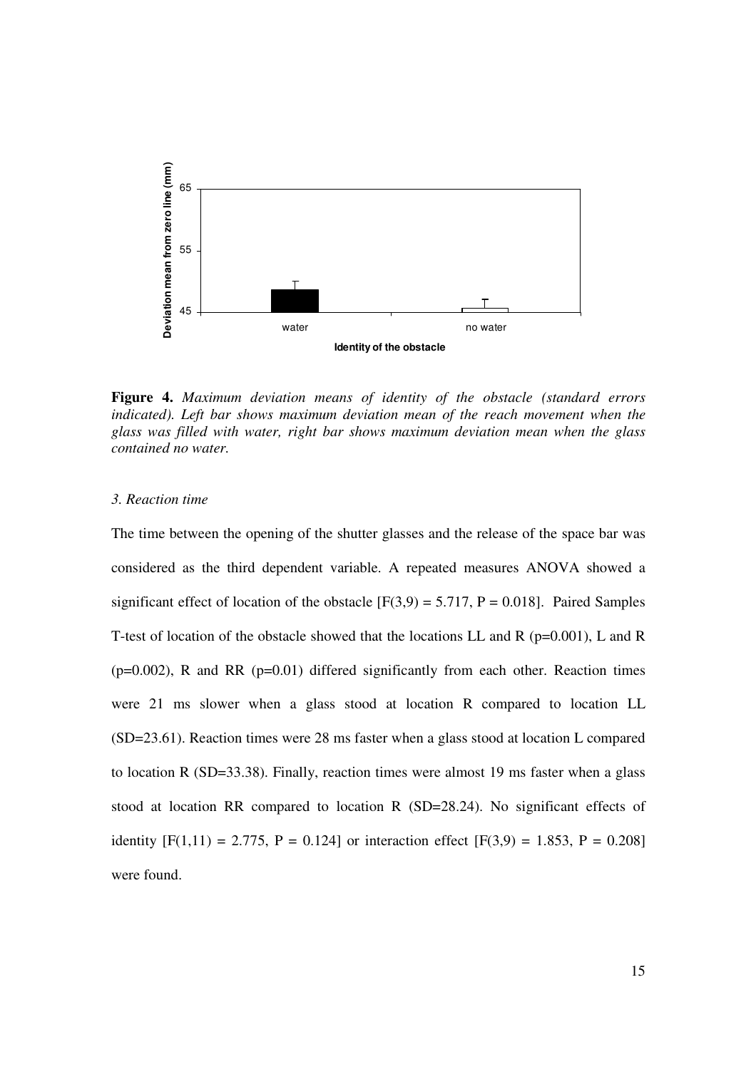**Figure 4.** *Maximum deviation means of identity of the obstacle (standard errors indicated). Left bar shows maximum deviation mean of the reach movement when the glass was filled with water, right bar shows maximum deviation mean when the glass contained no water.*

*3. Reaction time*

The time between the opening of the shutter glasses and the release of the space bar was considered as the third dependent variable. A repeated measures ANOVA showed a significant effect of location of the obstacle [$F(3,9) = 5.717$, $P = 0.018$]. Paired Samples T-test of location of the obstacle showed that the locations LL and R ($p=0.001$), L and R ($p=0.002$), R and RR ($p=0.01$) differed significantly from each other. Reaction times were 21 ms slower when a glass stood at location R compared to location LL ($SD=23.61$). Reaction times were 28 ms faster when a glass stood at location L compared to location R ($SD=33.38$). Finally, reaction times were almost 19 ms faster when a glass stood at location RR compared to location R ($SD=28.24$). No significant effects of identity [$F(1,11) = 2.775$, $P = 0.124$] or interaction effect [$F(3,9) = 1.853$, $P = 0.208$] were found.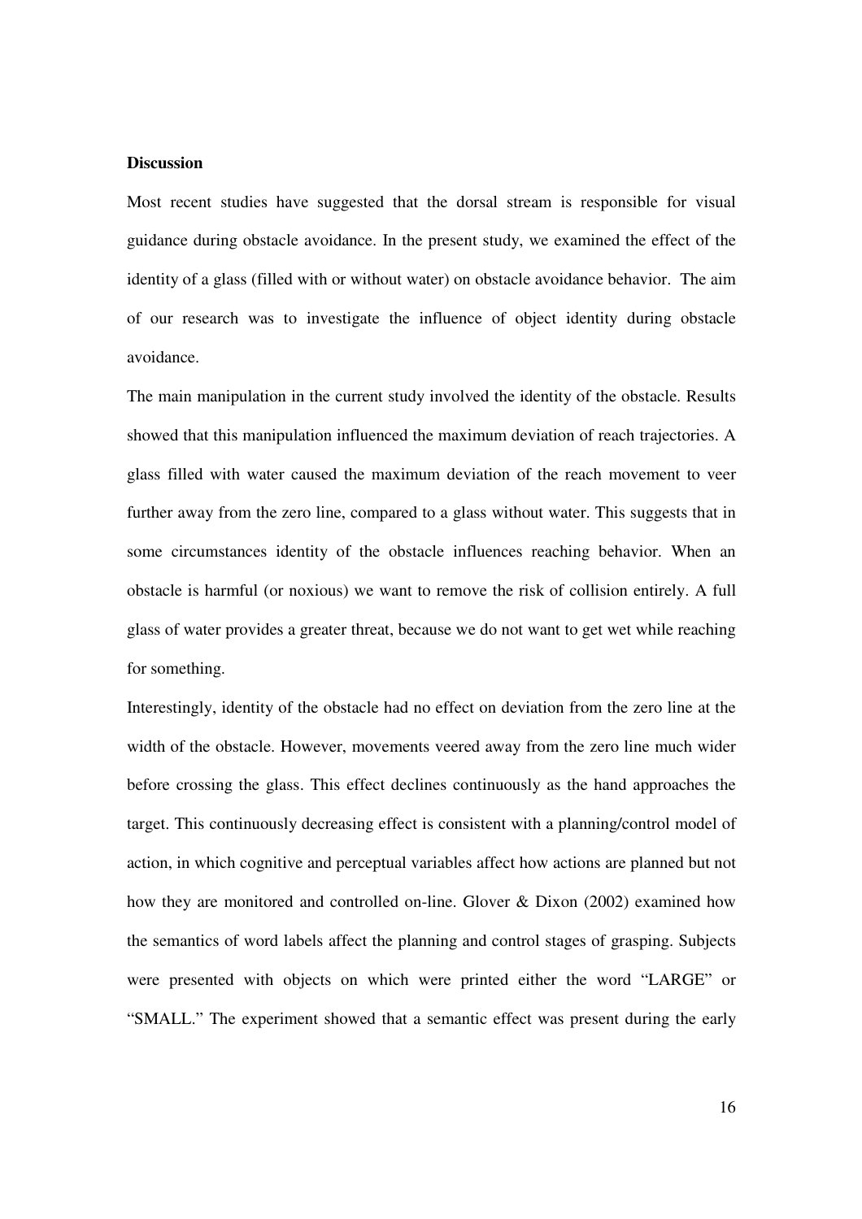**Discussion**

Most recent studies have suggested that the dorsal stream is responsible for visual guidance during obstacle avoidance. In the present study, we examined the effect of the identity of a glass (filled with or without water) on obstacle avoidance behavior. The aim of our research was to investigate the influence of object identity during obstacle avoidance.

The main manipulation in the current study involved the identity of the obstacle. Results showed that this manipulation influenced the maximum deviation of reach trajectories. A glass filled with water caused the maximum deviation of the reach movement to veer further away from the zero line, compared to a glass without water. This suggests that in some circumstances identity of the obstacle influences reaching behavior. When an obstacle is harmful (or noxious) we want to remove the risk of collision entirely. A full glass of water provides a greater threat, because we do not want to get wet while reaching for something.

Interestingly, identity of the obstacle had no effect on deviation from the zero line at the width of the obstacle. However, movements veered away from the zero line much wider before crossing the glass. This effect declines continuously as the hand approaches the target. This continuously decreasing effect is consistent with a planning/control model of action, in which cognitive and perceptual variables affect how actions are planned but not how they are monitored and controlled on-line. Glover & Dixon (2002) examined how the semantics of word labels affect the planning and control stages of grasping. Subjects were presented with objects on which were printed either the word "LARGE" or "SMALL." The experiment showed that a semantic effect was present during the early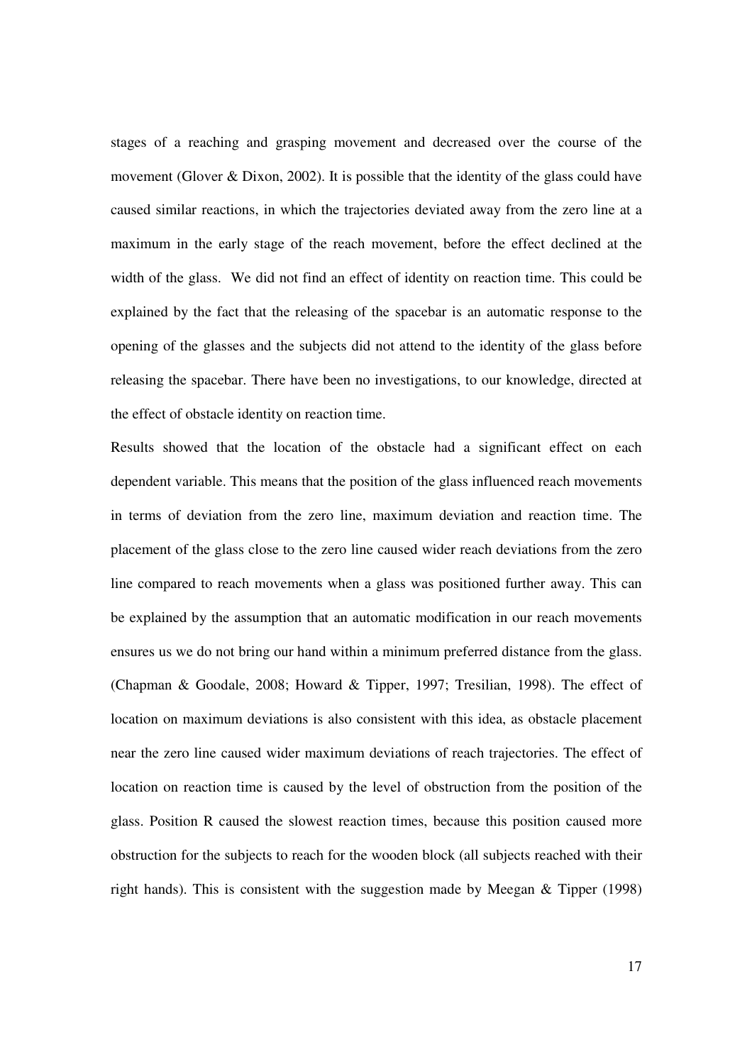stages of a reaching and grasping movement and decreased over the course of the movement (Glover & Dixon, 2002). It is possible that the identity of the glass could have caused similar reactions, in which the trajectories deviated away from the zero line at a maximum in the early stage of the reach movement, before the effect declined at the width of the glass. We did not find an effect of identity on reaction time. This could be explained by the fact that the releasing of the spacebar is an automatic response to the opening of the glasses and the subjects did not attend to the identity of the glass before releasing the spacebar. There have been no investigations, to our knowledge, directed at the effect of obstacle identity on reaction time.

Results showed that the location of the obstacle had a significant effect on each dependent variable. This means that the position of the glass influenced reach movements in terms of deviation from the zero line, maximum deviation and reaction time. The placement of the glass close to the zero line caused wider reach deviations from the zero line compared to reach movements when a glass was positioned further away. This can be explained by the assumption that an automatic modification in our reach movements ensures us we do not bring our hand within a minimum preferred distance from the glass. (Chapman & Goodale, 2008; Howard & Tipper, 1997; Tresilian, 1998). The effect of location on maximum deviations is also consistent with this idea, as obstacle placement near the zero line caused wider maximum deviations of reach trajectories. The effect of location on reaction time is caused by the level of obstruction from the position of the glass. Position R caused the slowest reaction times, because this position caused more obstruction for the subjects to reach for the wooden block (all subjects reached with their right hands). This is consistent with the suggestion made by Meegan & Tipper (1998)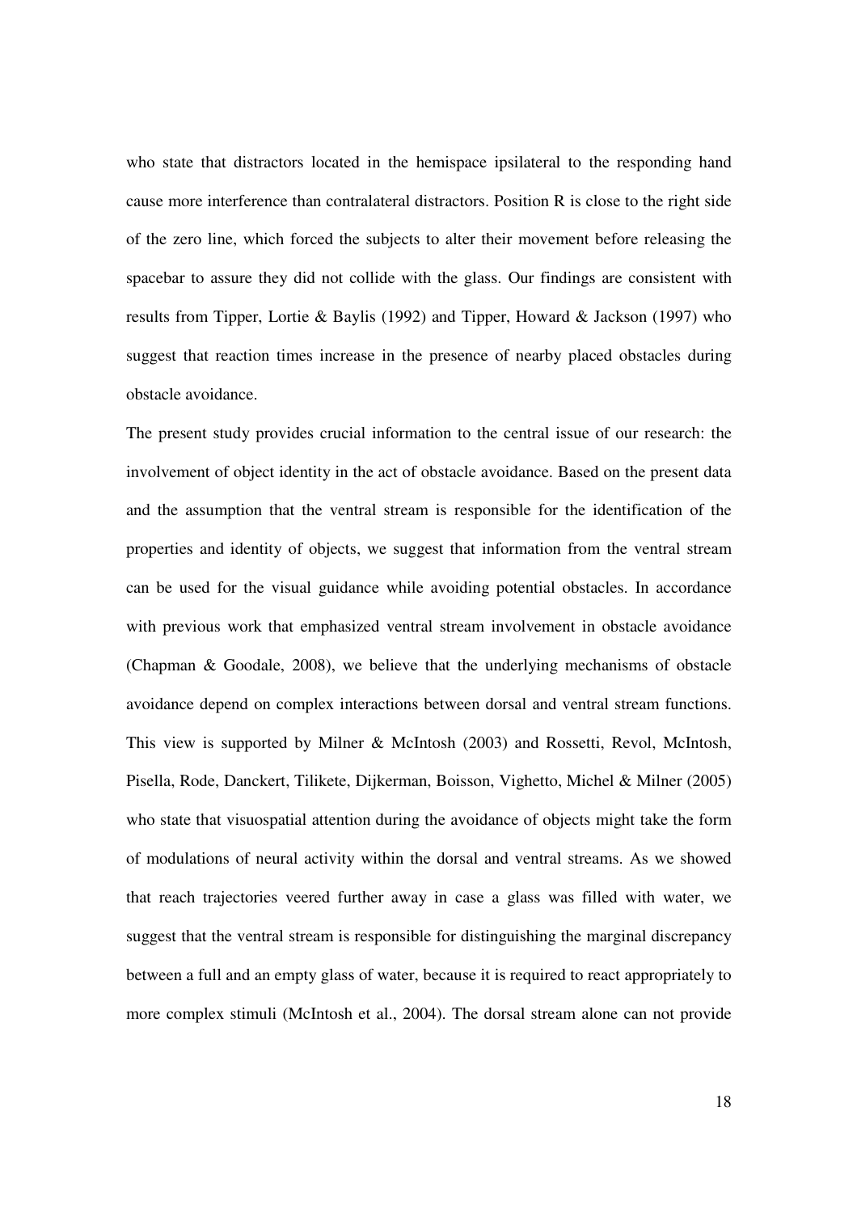who state that distractors located in the hemispace ipsilateral to the responding hand cause more interference than contralateral distractors. Position R is close to the right side of the zero line, which forced the subjects to alter their movement before releasing the spacebar to assure they did not collide with the glass. Our findings are consistent with results from Tipper, Lortie & Baylis (1992) and Tipper, Howard & Jackson (1997) who suggest that reaction times increase in the presence of nearby placed obstacles during obstacle avoidance.

The present study provides crucial information to the central issue of our research: the involvement of object identity in the act of obstacle avoidance. Based on the present data and the assumption that the ventral stream is responsible for the identification of the properties and identity of objects, we suggest that information from the ventral stream can be used for the visual guidance while avoiding potential obstacles. In accordance with previous work that emphasized ventral stream involvement in obstacle avoidance (Chapman & Goodale, 2008), we believe that the underlying mechanisms of obstacle avoidance depend on complex interactions between dorsal and ventral stream functions. This view is supported by Milner & McIntosh (2003) and Rossetti, Revol, McIntosh, Pisella, Rode, Danckert, Tilikete, Dijkerman, Boisson, Vighetto, Michel & Milner (2005) who state that visuospatial attention during the avoidance of objects might take the form of modulations of neural activity within the dorsal and ventral streams. As we showed that reach trajectories veered further away in case a glass was filled with water, we suggest that the ventral stream is responsible for distinguishing the marginal discrepancy between a full and an empty glass of water, because it is required to react appropriately to more complex stimuli (McIntosh et al., 2004). The dorsal stream alone can not provide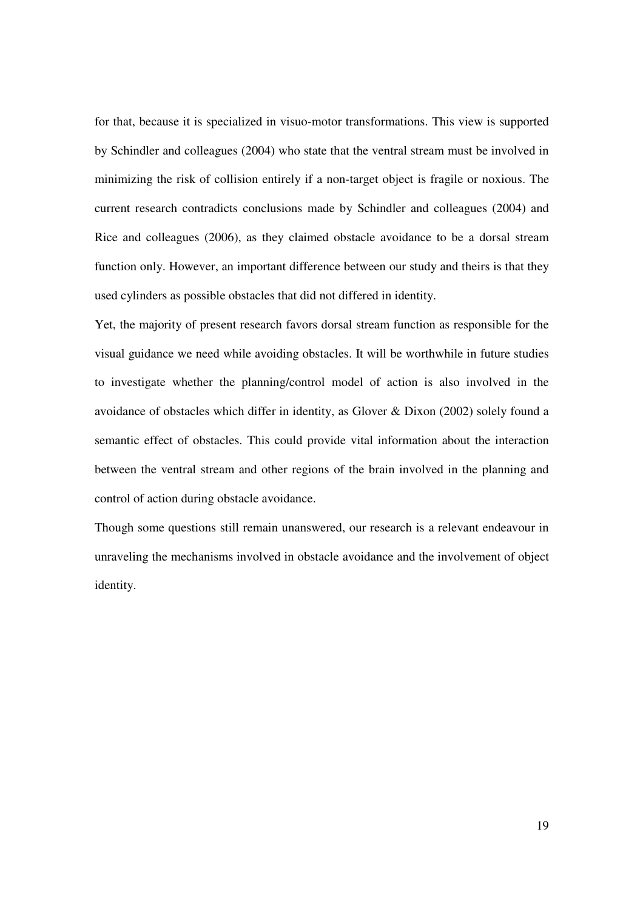for that, because it is specialized in visuo-motor transformations. This view is supported by Schindler and colleagues (2004) who state that the ventral stream must be involved in minimizing the risk of collision entirely if a non-target object is fragile or noxious. The current research contradicts conclusions made by Schindler and colleagues (2004) and Rice and colleagues (2006), as they claimed obstacle avoidance to be a dorsal stream function only. However, an important difference between our study and theirs is that they used cylinders as possible obstacles that did not differed in identity.

Yet, the majority of present research favors dorsal stream function as responsible for the visual guidance we need while avoiding obstacles. It will be worthwhile in future studies to investigate whether the planning/control model of action is also involved in the avoidance of obstacles which differ in identity, as Glover & Dixon (2002) solely found a semantic effect of obstacles. This could provide vital information about the interaction between the ventral stream and other regions of the brain involved in the planning and control of action during obstacle avoidance.

Though some questions still remain unanswered, our research is a relevant endeavour in unraveling the mechanisms involved in obstacle avoidance and the involvement of object identity.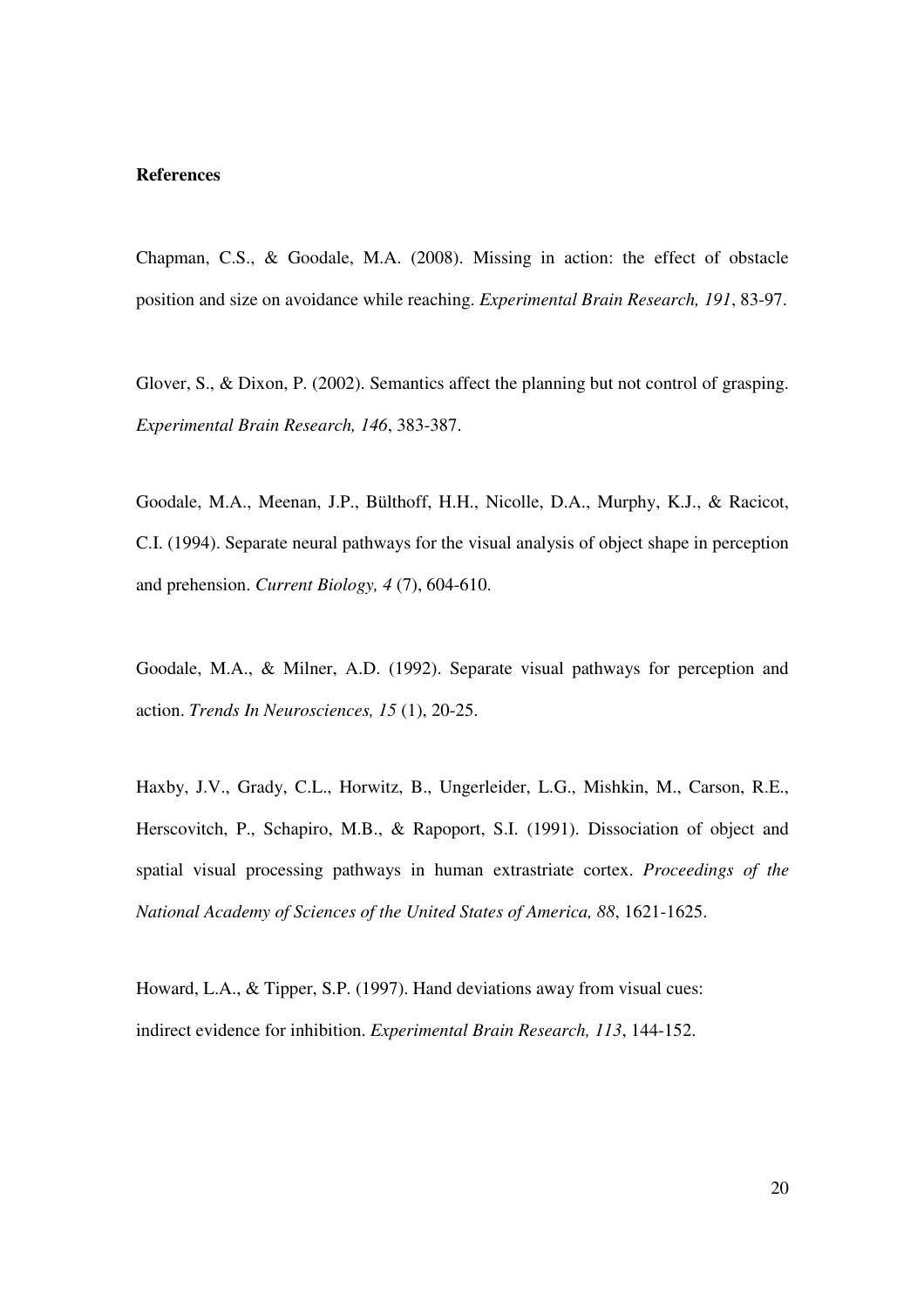**References**

Chapman, C.S., & Goodale, M.A. (2008). Missing in action: the effect of obstacle position and size on avoidance while reaching. *Experimental Brain Research, 191*, 83-97.

Glover, S., & Dixon, P. (2002). Semantics affect the planning but not control of grasping. *Experimental Brain Research, 146*, 383-387.

Goodale, M.A., Meenan, J.P., Bülthoff, H.H., Nicolle, D.A., Murphy, K.J., & Racicot, C.I. (1994). Separate neural pathways for the visual analysis of object shape in perception and prehension. *Current Biology, 4* (7), 604-610.

Goodale, M.A., & Milner, A.D. (1992). Separate visual pathways for perception and action. *Trends In Neurosciences, 15* (1), 20-25.

Haxby, J.V., Grady, C.L., Horwitz, B., Ungerleider, L.G., Mishkin, M., Carson, R.E., Herscovitch, P., Schapiro, M.B., & Rapoport, S.I. (1991). Dissociation of object and spatial visual processing pathways in human extrastriate cortex. *Proceedings of the National Academy of Sciences of the United States of America, 88*, 1621-1625.

Howard, L.A., & Tipper, S.P. (1997). Hand deviations away from visual cues: indirect evidence for inhibition. *Experimental Brain Research, 113*, 144-152.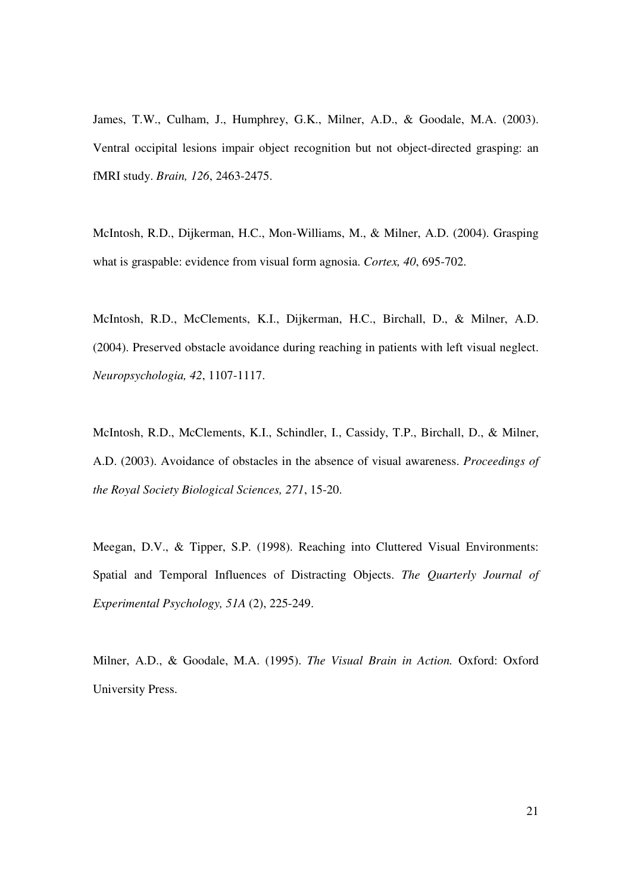James, T.W., Culham, J., Humphrey, G.K., Milner, A.D., & Goodale, M.A. (2003). Ventral occipital lesions impair object recognition but not object-directed grasping: an fMRI study. *Brain, 126*, 2463-2475.

McIntosh, R.D., Dijkerman, H.C., Mon-Williams, M., & Milner, A.D. (2004). Grasping what is graspable: evidence from visual form agnosia. *Cortex, 40*, 695-702.

McIntosh, R.D., McClements, K.I., Dijkerman, H.C., Birchall, D., & Milner, A.D. (2004). Preserved obstacle avoidance during reaching in patients with left visual neglect. *Neuropsychologia, 42*, 1107-1117.

McIntosh, R.D., McClements, K.I., Schindler, I., Cassidy, T.P., Birchall, D., & Milner, A.D. (2003). Avoidance of obstacles in the absence of visual awareness. *Proceedings of the Royal Society Biological Sciences, 271*, 15-20.

Meegan, D.V., & Tipper, S.P. (1998). Reaching into Cluttered Visual Environments: Spatial and Temporal Influences of Distracting Objects. *The Quarterly Journal of Experimental Psychology, 51A* (2), 225-249.

Milner, A.D., & Goodale, M.A. (1995). *The Visual Brain in Action.* Oxford: Oxford University Press.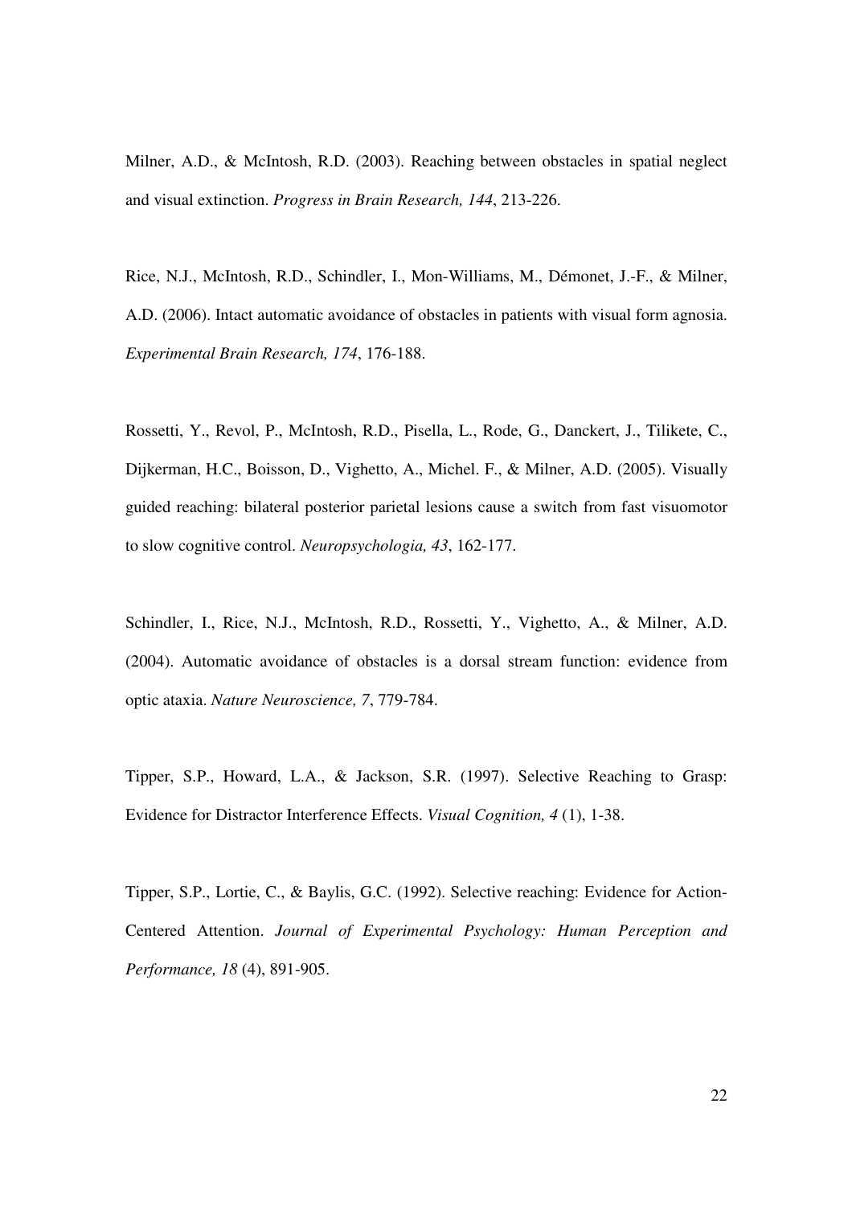Milner, A.D., & McIntosh, R.D. (2003). Reaching between obstacles in spatial neglect and visual extinction. *Progress in Brain Research, 144*, 213-226.

Rice, N.J., McIntosh, R.D., Schindler, I., Mon-Williams, M., Démonet, J.-F., & Milner, A.D. (2006). Intact automatic avoidance of obstacles in patients with visual form agnosia. *Experimental Brain Research, 174*, 176-188.

Rossetti, Y., Revol, P., McIntosh, R.D., Pisella, L., Rode, G., Danckert, J., Tilikete, C., Dijkerman, H.C., Boisson, D., Vighetto, A., Michel. F., & Milner, A.D. (2005). Visually guided reaching: bilateral posterior parietal lesions cause a switch from fast visuomotor to slow cognitive control. *Neuropsychologia, 43*, 162-177.

Schindler, I., Rice, N.J., McIntosh, R.D., Rossetti, Y., Vighetto, A., & Milner, A.D. (2004). Automatic avoidance of obstacles is a dorsal stream function: evidence from optic ataxia. *Nature Neuroscience, 7*, 779-784.

Tipper, S.P., Howard, L.A., & Jackson, S.R. (1997). Selective Reaching to Grasp: Evidence for Distractor Interference Effects. *Visual Cognition, 4* (1), 1-38.

Tipper, S.P., Lortie, C., & Baylis, G.C. (1992). Selective reaching: Evidence for Action-Centered Attention. *Journal of Experimental Psychology: Human Perception and Performance, 18* (4), 891-905.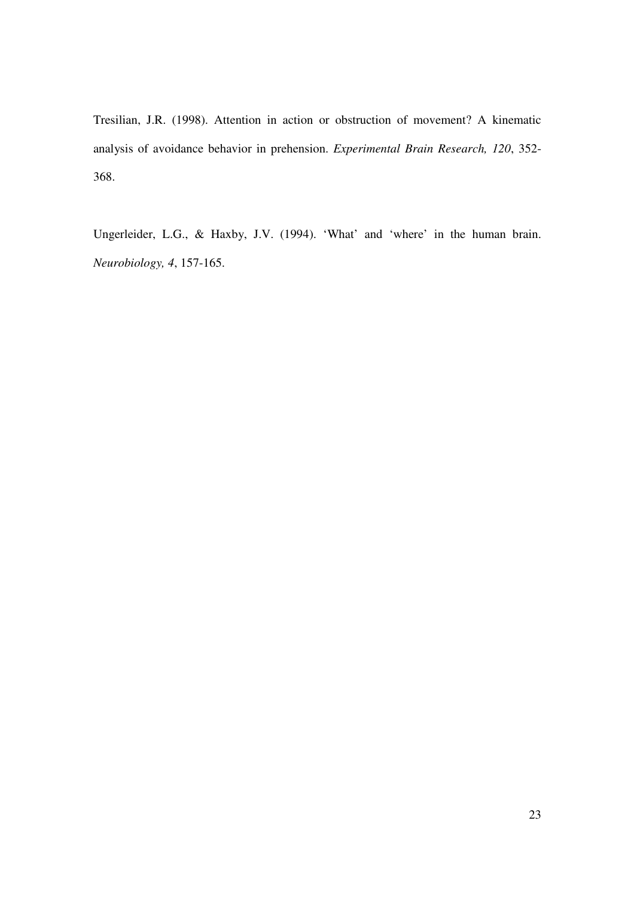Tresilian, J.R. (1998). Attention in action or obstruction of movement? A kinematic analysis of avoidance behavior in prehension. *Experimental Brain Research, 120*, 352-368.

Ungerleider, L.G., & Haxby, J.V. (1994). 'What' and 'where' in the human brain. *Neurobiology, 4*, 157-165.